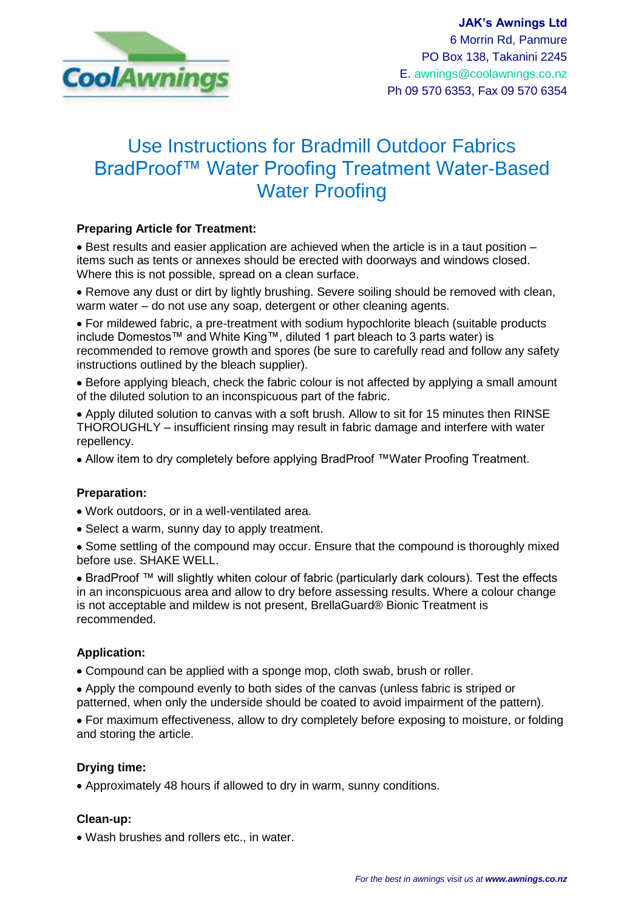**JAK's Awnings Ltd**
6 Morrin Rd, Panmure
PO Box 138, Takanini 2245
E. awnings@coolawnings.co.nz
Ph 09 570 6353, Fax 09 570 6354

# Use Instructions for Bradmill Outdoor Fabrics BradProof™ Water Proofing Treatment Water-Based Water Proofing

**Preparing Article for Treatment:**

- Best results and easier application are achieved when the article is in a taut position – items such as tents or annexes should be erected with doorways and windows closed. Where this is not possible, spread on a clean surface.
- Remove any dust or dirt by lightly brushing. Severe soiling should be removed with clean, warm water – do not use any soap, detergent or other cleaning agents.
- For mildewed fabric, a pre-treatment with sodium hypochlorite bleach (suitable products include Domestos™ and White King™, diluted 1 part bleach to 3 parts water) is recommended to remove growth and spores (be sure to carefully read and follow any safety instructions outlined by the bleach supplier).
- Before applying bleach, check the fabric colour is not affected by applying a small amount of the diluted solution to an inconspicuous part of the fabric.
- Apply diluted solution to canvas with a soft brush. Allow to sit for 15 minutes then RINSE THOROUGHLY – insufficient rinsing may result in fabric damage and interfere with water repellency.
- Allow item to dry completely before applying BradProof ™Water Proofing Treatment.

**Preparation:**

- Work outdoors, or in a well-ventilated area.
- Select a warm, sunny day to apply treatment.
- Some settling of the compound may occur. Ensure that the compound is thoroughly mixed before use. SHAKE WELL.
- BradProof ™ will slightly whiten colour of fabric (particularly dark colours). Test the effects in an inconspicuous area and allow to dry before assessing results. Where a colour change is not acceptable and mildew is not present, BrellaGuard® Bionic Treatment is recommended.

**Application:**

- Compound can be applied with a sponge mop, cloth swab, brush or roller.
- Apply the compound evenly to both sides of the canvas (unless fabric is striped or patterned, when only the underside should be coated to avoid impairment of the pattern).
- For maximum effectiveness, allow to dry completely before exposing to moisture, or folding and storing the article.

**Drying time:**

- Approximately 48 hours if allowed to dry in warm, sunny conditions.

**Clean-up:**

- Wash brushes and rollers etc., in water.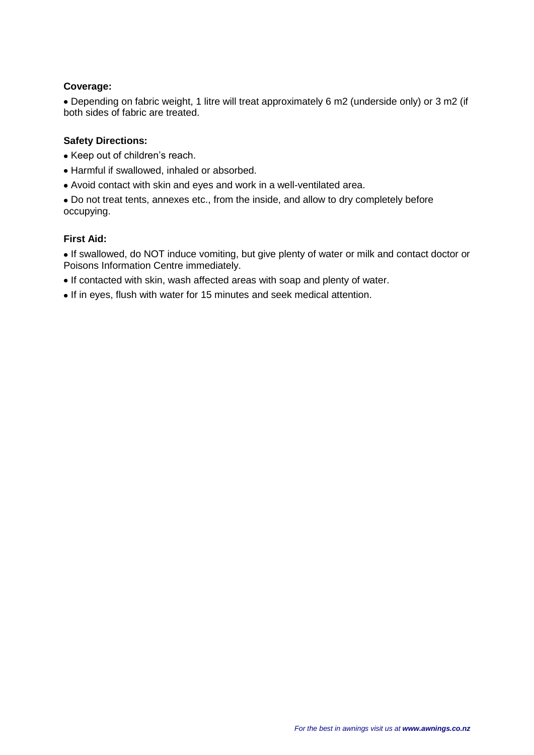**Coverage:**

- Depending on fabric weight, 1 litre will treat approximately 6 m2 (underside only) or 3 m2 (if both sides of fabric are treated.

**Safety Directions:**

- Keep out of children's reach.
- Harmful if swallowed, inhaled or absorbed.
- Avoid contact with skin and eyes and work in a well-ventilated area.
- Do not treat tents, annexes etc., from the inside, and allow to dry completely before occupying.

**First Aid:**

- If swallowed, do NOT induce vomiting, but give plenty of water or milk and contact doctor or Poisons Information Centre immediately.
- If contacted with skin, wash affected areas with soap and plenty of water.
- If in eyes, flush with water for 15 minutes and seek medical attention.